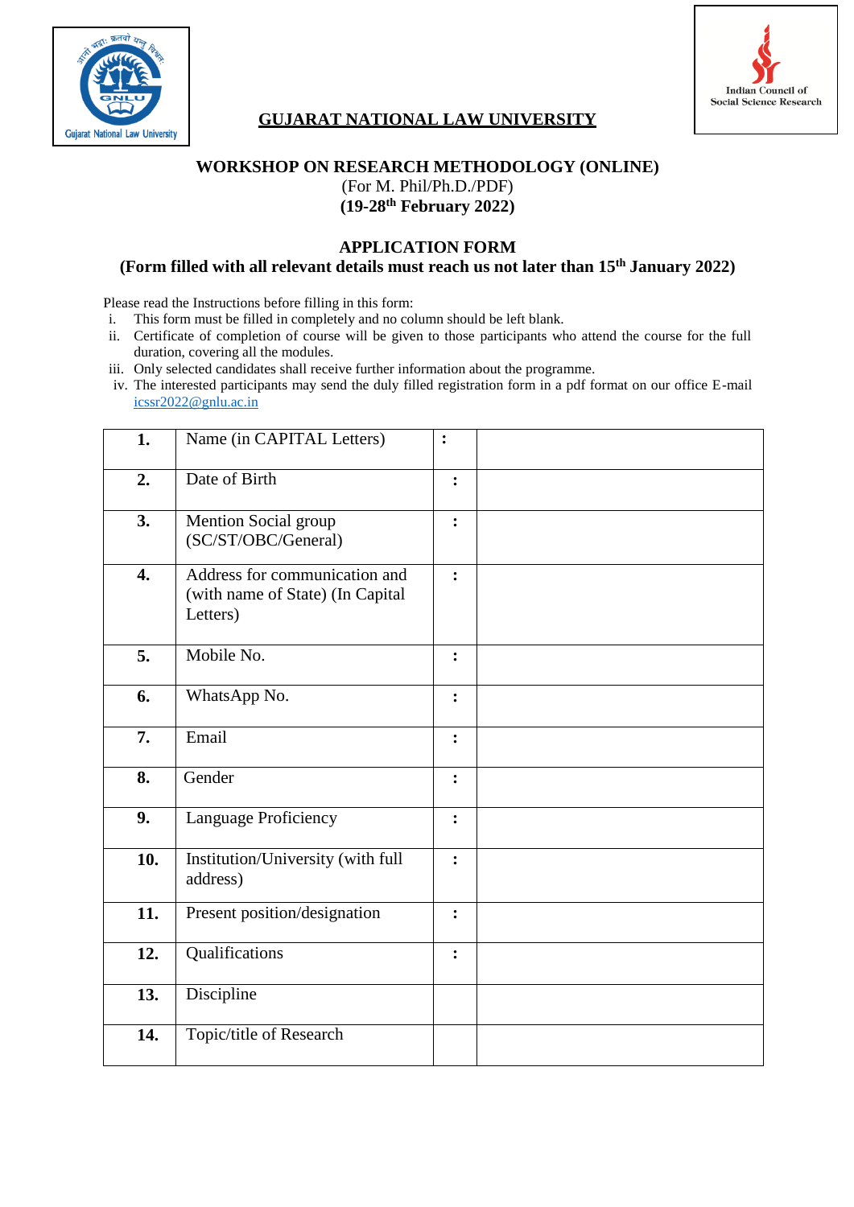# GUJARAT NATIONAL LAW UNIVERSITY

## WORKSHOP ON RESEARCH METHODOLOGY (ONLINE)

(For M. Phil/Ph.D./PDF)

**(19-28th February 2022)**

## APPLICATION FORM

**(Form filled with all relevant details must reach us not later than 15th January 2022)**

Please read the Instructions before filling in this form:

i. This form must be filled in completely and no column should be left blank.

ii. Certificate of completion of course will be given to those participants who attend the course for the full duration, covering all the modules.

iii. Only selected candidates shall receive further information about the programme.

iv. The interested participants may send the duly filled registration form in a pdf format on our office E-mail icssr2022@gnlu.ac.in

| | | | |
|---|---|---|---|
| **1.** | Name (in CAPITAL Letters) | **:** | |
| **2.** | Date of Birth | **:** | |
| **3.** | Mention Social group (SC/ST/OBC/General) | **:** | |
| **4.** | Address for communication and (with name of State) (In Capital Letters) | **:** | |
| **5.** | Mobile No. | **:** | |
| **6.** | WhatsApp No. | **:** | |
| **7.** | Email | **:** | |
| **8.** | Gender | **:** | |
| **9.** | Language Proficiency | **:** | |
| **10.** | Institution/University (with full address) | **:** | |
| **11.** | Present position/designation | **:** | |
| **12.** | Qualifications | **:** | |
| **13.** | Discipline | | |
| **14.** | Topic/title of Research | | |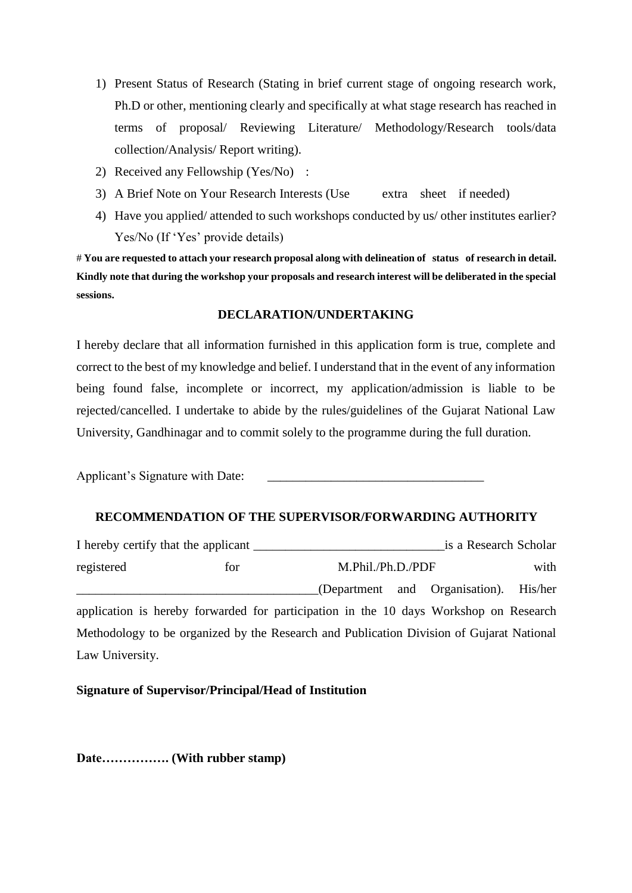1) Present Status of Research (Stating in brief current stage of ongoing research work, Ph.D or other, mentioning clearly and specifically at what stage research has reached in terms of proposal/ Reviewing Literature/ Methodology/Research tools/data collection/Analysis/ Report writing).
2) Received any Fellowship (Yes/No) :
3) A Brief Note on Your Research Interests (Use extra sheet if needed)
4) Have you applied/ attended to such workshops conducted by us/ other institutes earlier? Yes/No (If 'Yes' provide details)

**# You are requested to attach your research proposal along with delineation of status of research in detail. Kindly note that during the workshop your proposals and research interest will be deliberated in the special sessions.**

**DECLARATION/UNDERTAKING**

I hereby declare that all information furnished in this application form is true, complete and correct to the best of my knowledge and belief. I understand that in the event of any information being found false, incomplete or incorrect, my application/admission is liable to be rejected/cancelled. I undertake to abide by the rules/guidelines of the Gujarat National Law University, Gandhinagar and to commit solely to the programme during the full duration.

Applicant's Signature with Date: __________________________________

**RECOMMENDATION OF THE SUPERVISOR/FORWARDING AUTHORITY**

I hereby certify that the applicant ______________________________is a Research Scholar registered for M.Phil./Ph.D./PDF with _____________________________________(Department and Organisation). His/her application is hereby forwarded for participation in the 10 days Workshop on Research Methodology to be organized by the Research and Publication Division of Gujarat National Law University.

**Signature of Supervisor/Principal/Head of Institution**

**Date……………. (With rubber stamp)**